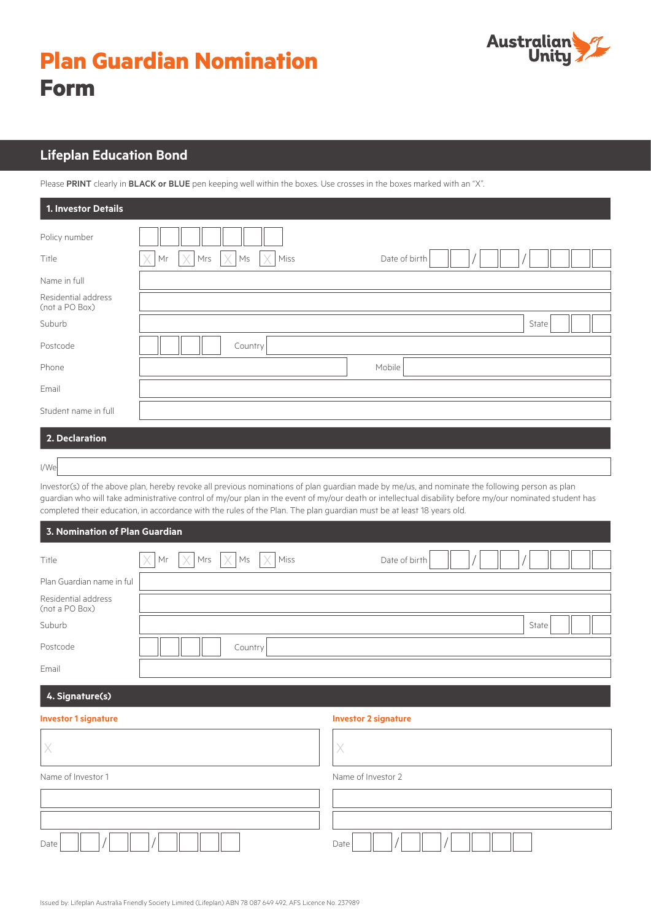# Plan Guardian Nomination Form

Australian Unity

## Lifeplan Education Bond

Please **PRINT** clearly in **BLACK or BLUE** pen keeping well within the boxes. Use crosses in the boxes marked with an "X".

### 1. Investor Details

Policy number

Title ☐ Mr ☐ Mrs ☐ Ms ☐ Miss Date of birth \_\_ / \_\_ / \_\_\_\_

Name in full

Residential address (not a PO Box)

Suburb State

Postcode Country

Phone Mobile

Email

Student name in full

### 2. Declaration

I/We

Investor(s) of the above plan, hereby revoke all previous nominations of plan guardian made by me/us, and nominate the following person as plan guardian who will take administrative control of my/our plan in the event of my/our death or intellectual disability before my/our nominated student has completed their education, in accordance with the rules of the Plan. The plan guardian must be at least 18 years old.

### 3. Nomination of Plan Guardian

Title ☐ Mr ☐ Mrs ☐ Ms ☐ Miss Date of birth \_\_ / \_\_ / \_\_\_\_

Plan Guardian name in ful

Residential address (not a PO Box)

Suburb State

Postcode Country

Email

### 4. Signature(s)

**Investor 1 signature**

X

Name of Investor 1

Date \_\_ / \_\_ / \_\_\_\_

**Investor 2 signature**

X

Name of Investor 2

Date \_\_ / \_\_ / \_\_\_\_

Issued by: Lifeplan Australia Friendly Society Limited (Lifeplan) ABN 78 087 649 492, AFS Licence No. 237989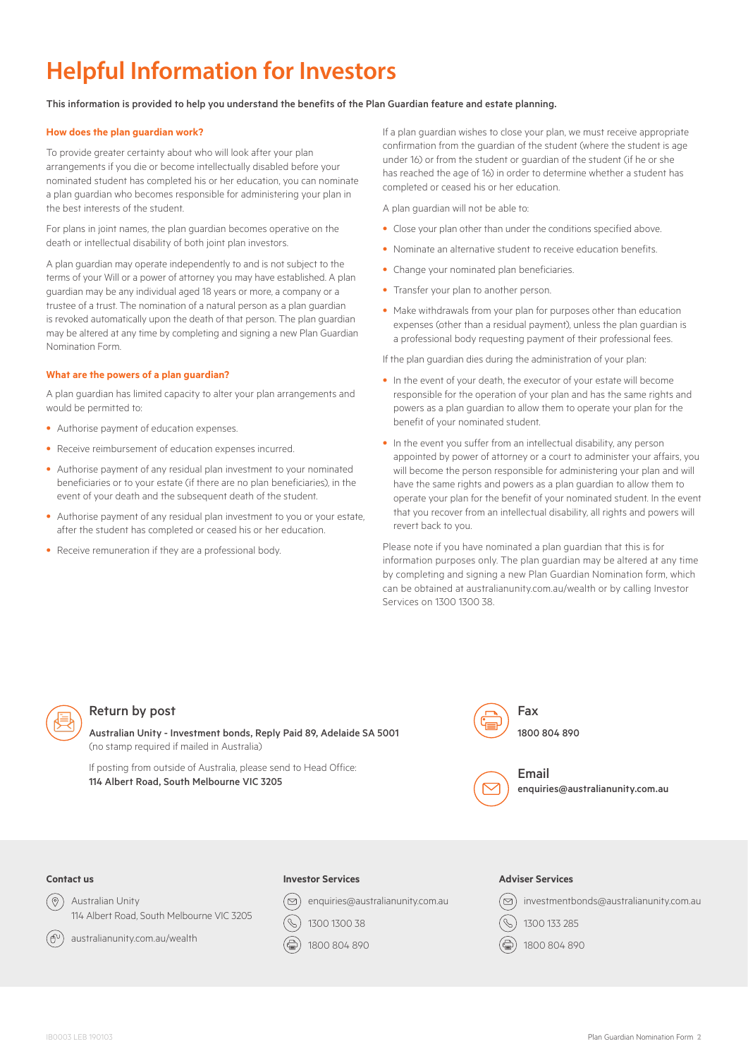# Helpful Information for Investors

**This information is provided to help you understand the benefits of the Plan Guardian feature and estate planning.**

### How does the plan guardian work?

To provide greater certainty about who will look after your plan arrangements if you die or become intellectually disabled before your nominated student has completed his or her education, you can nominate a plan guardian who becomes responsible for administering your plan in the best interests of the student.

For plans in joint names, the plan guardian becomes operative on the death or intellectual disability of both joint plan investors.

A plan guardian may operate independently to and is not subject to the terms of your Will or a power of attorney you may have established. A plan guardian may be any individual aged 18 years or more, a company or a trustee of a trust. The nomination of a natural person as a plan guardian is revoked automatically upon the death of that person. The plan guardian may be altered at any time by completing and signing a new Plan Guardian Nomination Form.

### What are the powers of a plan guardian?

A plan guardian has limited capacity to alter your plan arrangements and would be permitted to:

- Authorise payment of education expenses.
- Receive reimbursement of education expenses incurred.
- Authorise payment of any residual plan investment to your nominated beneficiaries or to your estate (if there are no plan beneficiaries), in the event of your death and the subsequent death of the student.
- Authorise payment of any residual plan investment to you or your estate, after the student has completed or ceased his or her education.
- Receive remuneration if they are a professional body.

If a plan guardian wishes to close your plan, we must receive appropriate confirmation from the guardian of the student (where the student is age under 16) or from the student or guardian of the student (if he or she has reached the age of 16) in order to determine whether a student has completed or ceased his or her education.

A plan guardian will not be able to:

- Close your plan other than under the conditions specified above.
- Nominate an alternative student to receive education benefits.
- Change your nominated plan beneficiaries.
- Transfer your plan to another person.
- Make withdrawals from your plan for purposes other than education expenses (other than a residual payment), unless the plan guardian is a professional body requesting payment of their professional fees.

If the plan guardian dies during the administration of your plan:

- In the event of your death, the executor of your estate will become responsible for the operation of your plan and has the same rights and powers as a plan guardian to allow them to operate your plan for the benefit of your nominated student.
- In the event you suffer from an intellectual disability, any person appointed by power of attorney or a court to administer your affairs, you will become the person responsible for administering your plan and will have the same rights and powers as a plan guardian to allow them to operate your plan for the benefit of your nominated student. In the event that you recover from an intellectual disability, all rights and powers will revert back to you.

Please note if you have nominated a plan guardian that this is for information purposes only. The plan guardian may be altered at any time by completing and signing a new Plan Guardian Nomination form, which can be obtained at australianunity.com.au/wealth or by calling Investor Services on 1300 1300 38.

## Return by post

**Australian Unity - Investment bonds, Reply Paid 89, Adelaide SA 5001**
(no stamp required if mailed in Australia)

If posting from outside of Australia, please send to Head Office:
**114 Albert Road, South Melbourne VIC 3205**

## Fax

**1800 804 890**

## Email

**enquiries@australianunity.com.au**

**Contact us**

Australian Unity
114 Albert Road, South Melbourne VIC 3205

australianunity.com.au/wealth

**Investor Services**

enquiries@australianunity.com.au

1300 1300 38

1800 804 890

**Adviser Services**

investmentbonds@australianunity.com.au

1300 133 285

1800 804 890

IB0003 LEB 190103